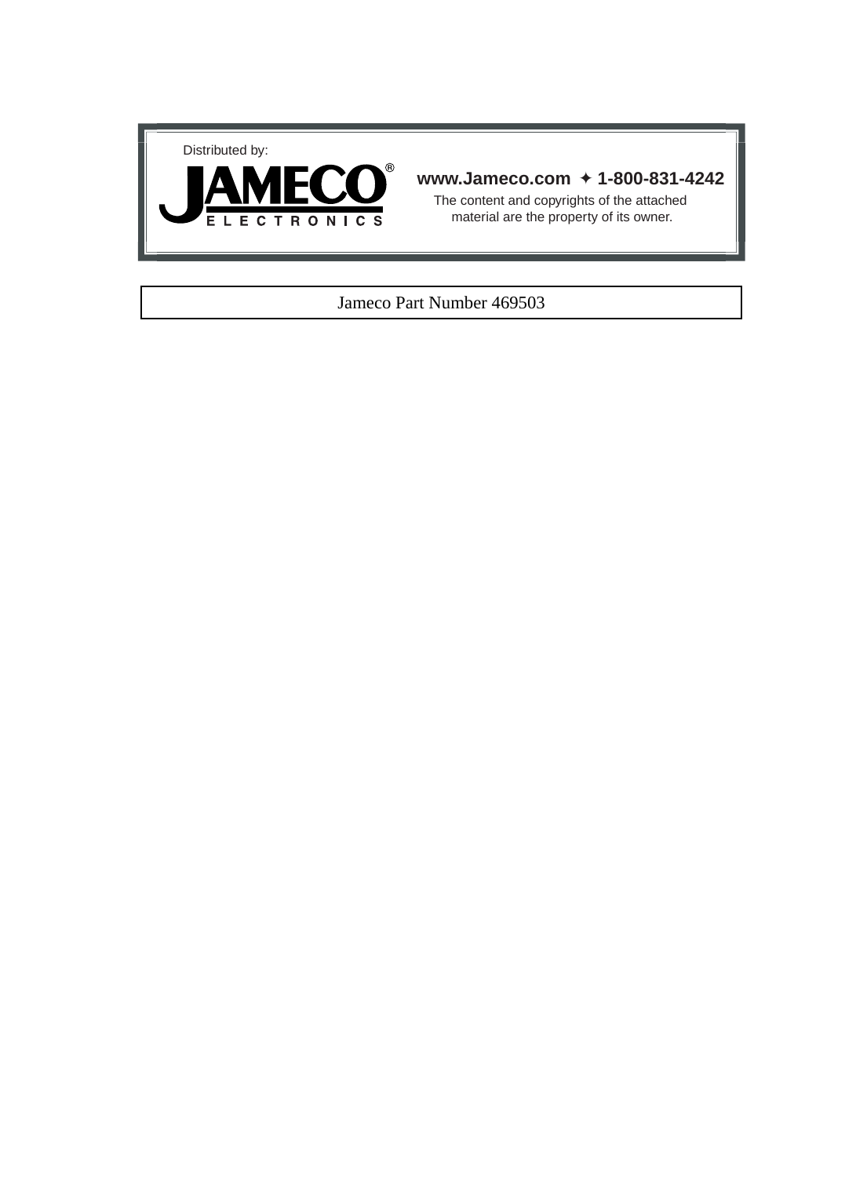Distributed by:

**JAMECO®**
ELECTRONICS

**www.Jameco.com ✦ 1-800-831-4242**

The content and copyrights of the attached material are the property of its owner.

Jameco Part Number 469503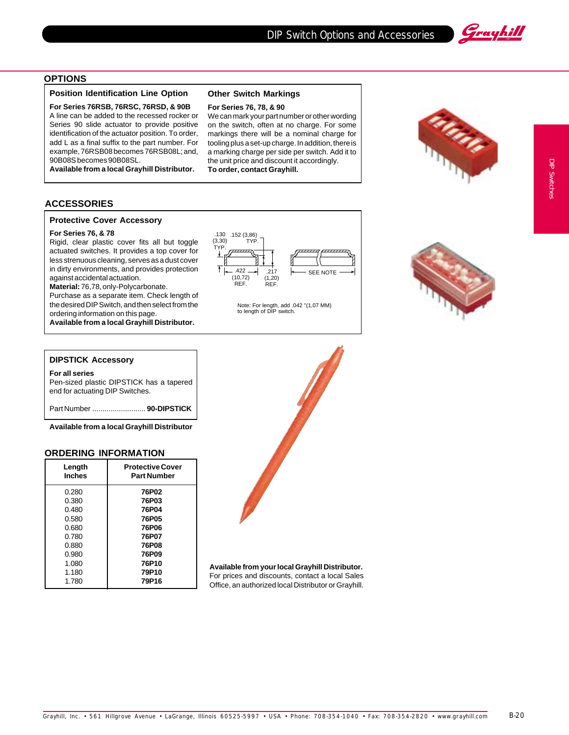## OPTIONS

### Position Identification Line Option

**For Series 76RSB, 76RSC, 76RSD, & 90B**
A line can be added to the recessed rocker or Series 90 slide actuator to provide positive identification of the actuator position. To order, add L as a final suffix to the part number. For example, 76RSB08 becomes 76RSB08L; and, 90B08S becomes 90B08SL.
**Available from a local Grayhill Distributor.**

### Other Switch Markings

**For Series 76, 78, & 90**
We can mark your part number or other wording on the switch, often at no charge. For some markings there will be a nominal charge for tooling plus a set-up charge. In addition, there is a marking charge per side per switch. Add it to the unit price and discount it accordingly.
**To order, contact Grayhill.**

## ACCESSORIES

### Protective Cover Accessory

**For Series 76, & 78**
Rigid, clear plastic cover fits all but toggle actuated switches. It provides a top cover for less strenuous cleaning, serves as a dust cover in dirty environments, and provides protection against accidental actuation.
**Material:** 76,78, only-Polycarbonate.
Purchase as a separate item. Check length of the desired DIP Switch, and then select from the ordering information on this page.
**Available from a local Grayhill Distributor.**

.130 (3,30) TYP.
.152 (3,86) TYP.
.422 (10,72) REF.
.217 (1,20) REF.
SEE NOTE

Note: For length, add .042 "(1,07 MM) to length of DIP switch.

### DIPSTICK Accessory

**For all series**
Pen-sized plastic DIPSTICK has a tapered end for actuating DIP Switches.

Part Number .......................... **90-DIPSTICK**

**Available from a local Grayhill Distributor**

## ORDERING INFORMATION

| Length Inches | Protective Cover Part Number |
|---|---|
| 0.280 | **76P02** |
| 0.380 | **76P03** |
| 0.480 | **76P04** |
| 0.580 | **76P05** |
| 0.680 | **76P06** |
| 0.780 | **76P07** |
| 0.880 | **76P08** |
| 0.980 | **76P09** |
| 1.080 | **76P10** |
| 1.180 | **79P10** |
| 1.780 | **79P16** |

**Available from your local Grayhill Distributor.**
For prices and discounts, contact a local Sales Office, an authorized local Distributor or Grayhill.